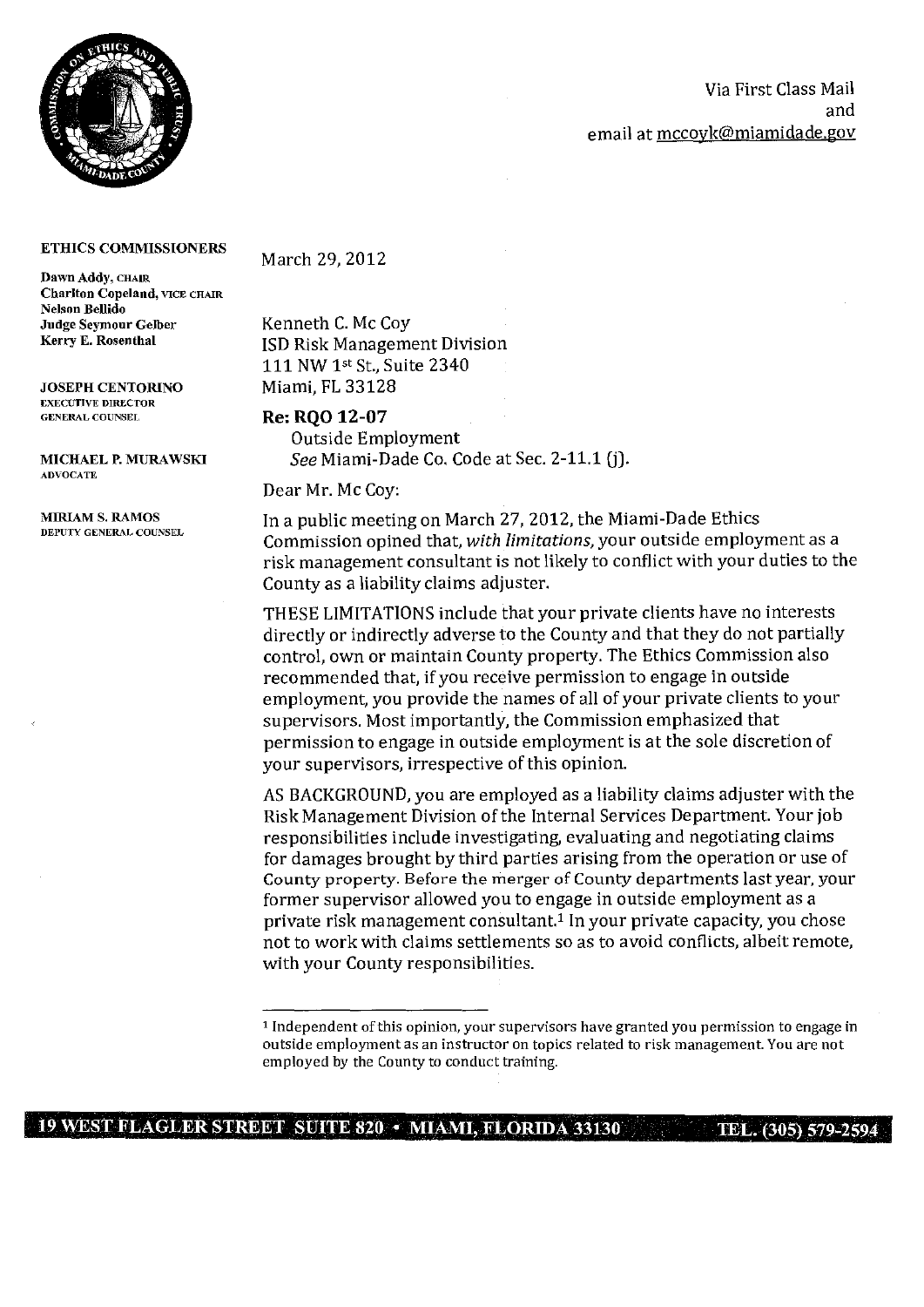Via First Class Mail
and
email at mccoyk@miamidade.gov

**ETHICS COMMISSIONERS**

**Dawn Addy**, CHAIR
**Charlton Copeland**, VICE CHAIR
**Nelson Bellido**
**Judge Seymour Gelber**
**Kerry E. Rosenthal**

**JOSEPH CENTORINO**
EXECUTIVE DIRECTOR
GENERAL COUNSEL

**MICHAEL P. MURAWSKI**
ADVOCATE

**MIRIAM S. RAMOS**
DEPUTY GENERAL COUNSEL

March 29, 2012

Kenneth C. Mc Coy
ISD Risk Management Division
111 NW 1st St., Suite 2340
Miami, FL 33128

**Re: RQO 12-07**
Outside Employment
*See* Miami-Dade Co. Code at Sec. 2-11.1 (j).

Dear Mr. Mc Coy:

In a public meeting on March 27, 2012, the Miami-Dade Ethics Commission opined that, *with limitations*, your outside employment as a risk management consultant is not likely to conflict with your duties to the County as a liability claims adjuster.

THESE LIMITATIONS include that your private clients have no interests directly or indirectly adverse to the County and that they do not partially control, own or maintain County property. The Ethics Commission also recommended that, if you receive permission to engage in outside employment, you provide the names of all of your private clients to your supervisors. Most importantly, the Commission emphasized that permission to engage in outside employment is at the sole discretion of your supervisors, irrespective of this opinion.

AS BACKGROUND, you are employed as a liability claims adjuster with the Risk Management Division of the Internal Services Department. Your job responsibilities include investigating, evaluating and negotiating claims for damages brought by third parties arising from the operation or use of County property. Before the merger of County departments last year, your former supervisor allowed you to engage in outside employment as a private risk management consultant.[1] In your private capacity, you chose not to work with claims settlements so as to avoid conflicts, albeit remote, with your County responsibilities.

[1] Independent of this opinion, your supervisors have granted you permission to engage in outside employment as an instructor on topics related to risk management. You are not employed by the County to conduct training.

19 WEST FLAGLER STREET SUITE 820 • MIAMI, FLORIDA 33130 TEL. (305) 579-2594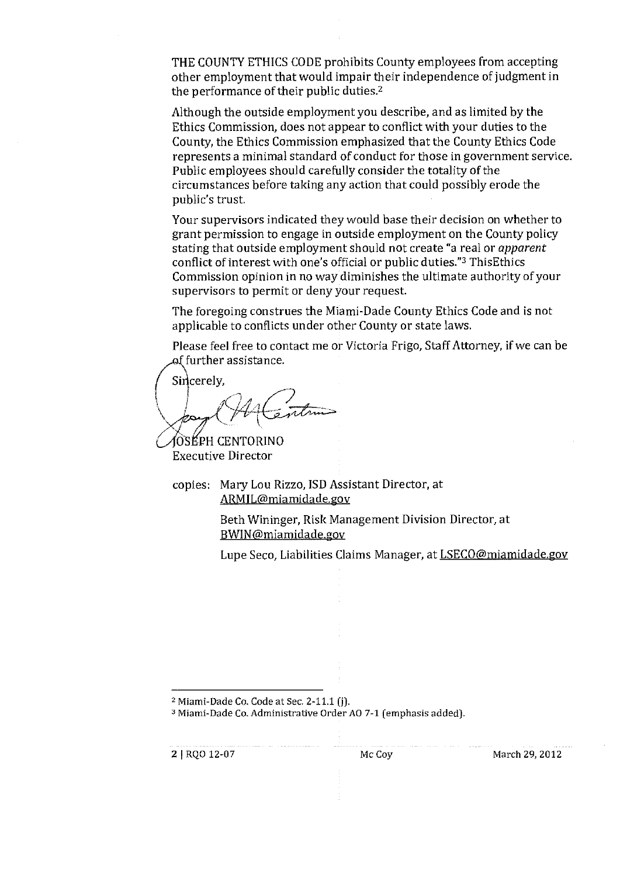THE COUNTY ETHICS CODE prohibits County employees from accepting other employment that would impair their independence of judgment in the performance of their public duties.[2]

Although the outside employment you describe, and as limited by the Ethics Commission, does not appear to conflict with your duties to the County, the Ethics Commission emphasized that the County Ethics Code represents a minimal standard of conduct for those in government service. Public employees should carefully consider the totality of the circumstances before taking any action that could possibly erode the public's trust.

Your supervisors indicated they would base their decision on whether to grant permission to engage in outside employment on the County policy stating that outside employment should not create "a real or *apparent* conflict of interest with one's official or public duties."[3] ThisEthics Commission opinion in no way diminishes the ultimate authority of your supervisors to permit or deny your request.

The foregoing construes the Miami-Dade County Ethics Code and is not applicable to conflicts under other County or state laws.

Please feel free to contact me or Victoria Frigo, Staff Attorney, if we can be of further assistance.

Sincerely,

JOSEPH CENTORINO
Executive Director

copies: Mary Lou Rizzo, ISD Assistant Director, at ARMIL@miamidade.gov

Beth Wininger, Risk Management Division Director, at BWIN@miamidade.gov

Lupe Seco, Liabilities Claims Manager, at LSECO@miamidade.gov

---

[2] Miami-Dade Co. Code at Sec. 2-11.1 (j).

[3] Miami-Dade Co. Administrative Order AO 7-1 (emphasis added).